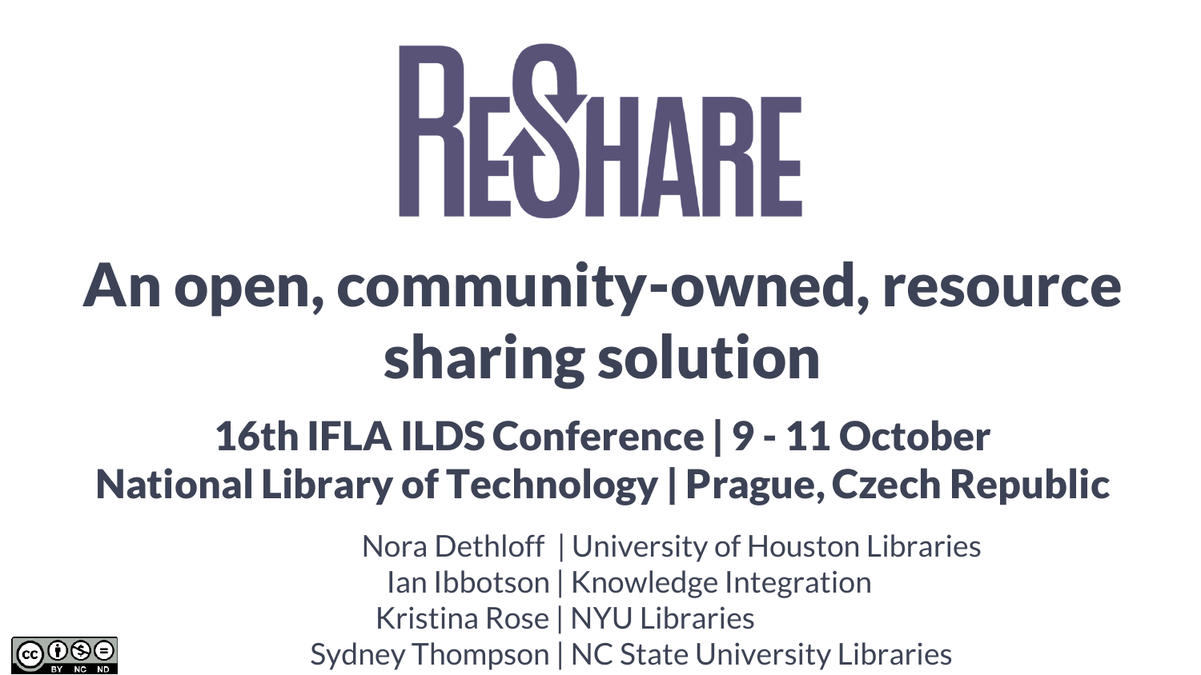# ReShare

# An open, community-owned, resource sharing solution

## 16th IFLA ILDS Conference | 9 - 11 October
## National Library of Technology | Prague, Czech Republic

Nora Dethloff | University of Houston Libraries
Ian Ibbotson | Knowledge Integration
Kristina Rose | NYU Libraries
Sydney Thompson | NC State University Libraries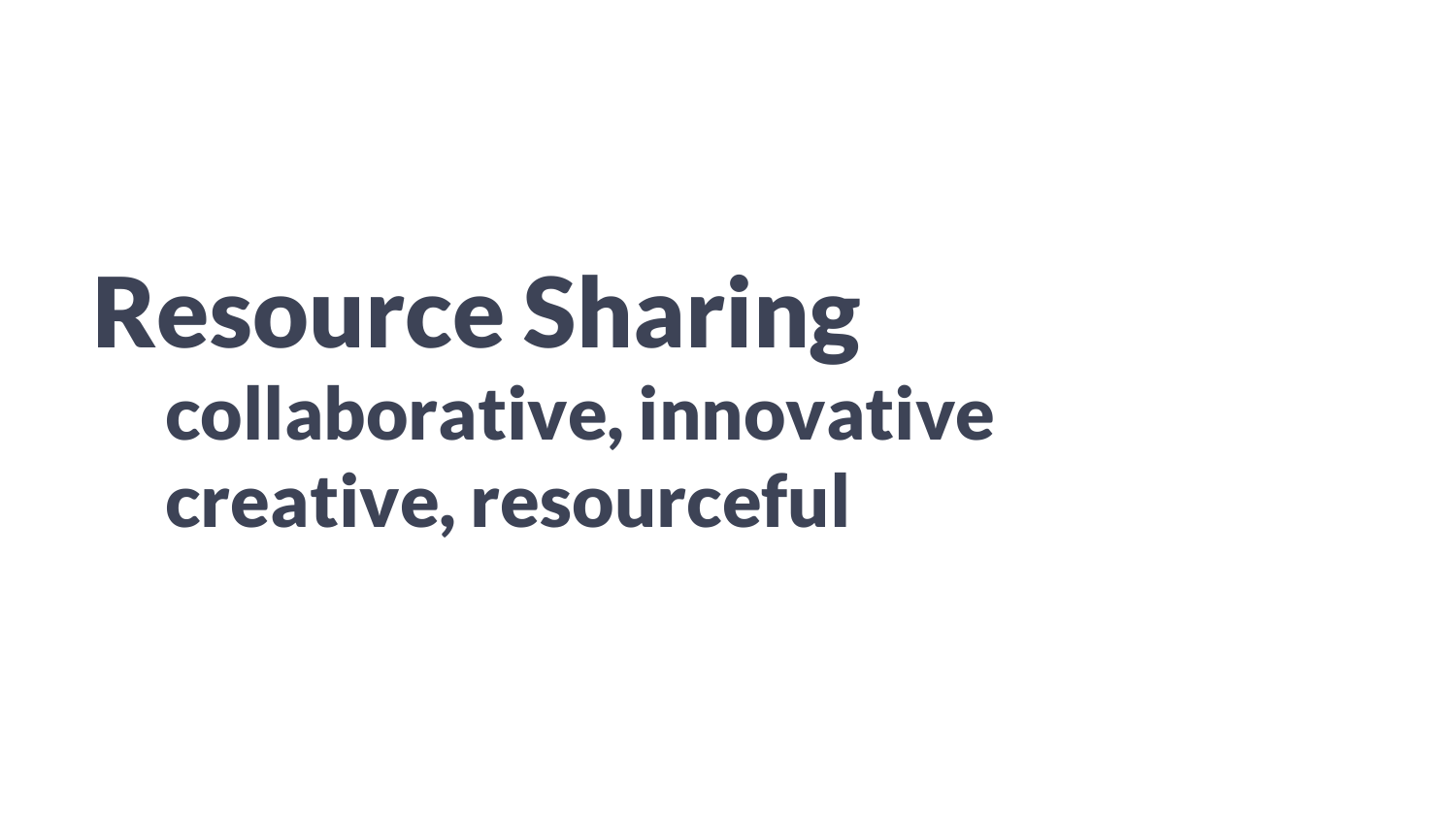# Resource Sharing

## collaborative, innovative
## creative, resourceful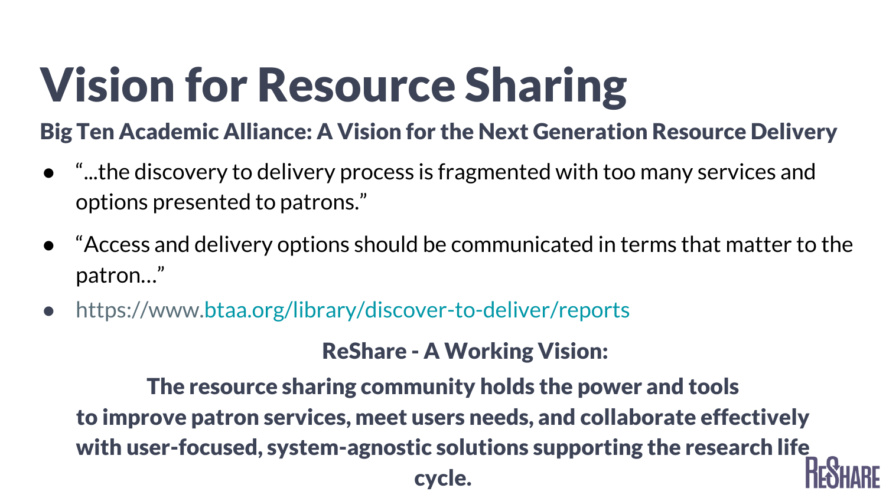# Vision for Resource Sharing

## Big Ten Academic Alliance: A Vision for the Next Generation Resource Delivery

- "...the discovery to delivery process is fragmented with too many services and options presented to patrons."
- "Access and delivery options should be communicated in terms that matter to the patron..."
- https://www.btaa.org/library/discover-to-deliver/reports

**ReShare - A Working Vision:**

**The resource sharing community holds the power and tools to improve patron services, meet users needs, and collaborate effectively with user-focused, system-agnostic solutions supporting the research life cycle.**

RESHARE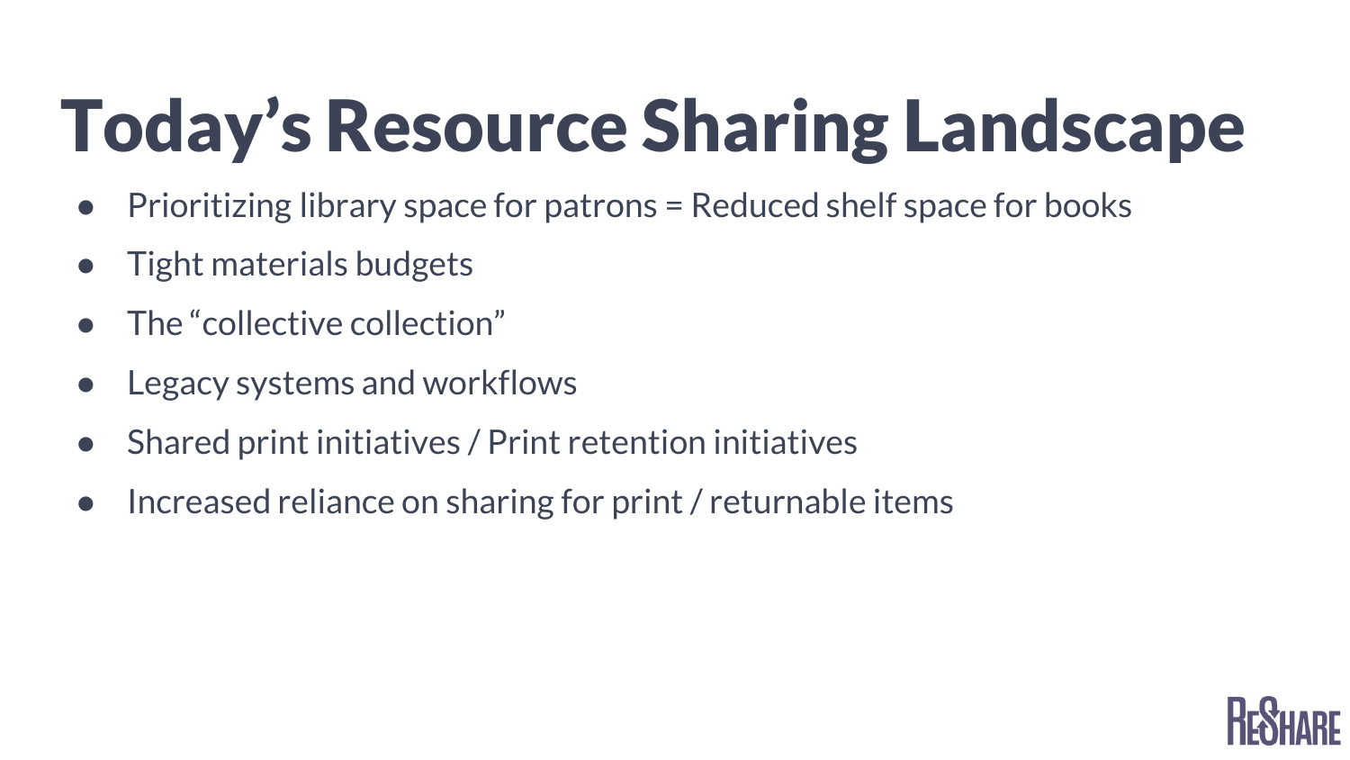# Today's Resource Sharing Landscape

- Prioritizing library space for patrons = Reduced shelf space for books
- Tight materials budgets
- The "collective collection"
- Legacy systems and workflows
- Shared print initiatives / Print retention initiatives
- Increased reliance on sharing for print / returnable items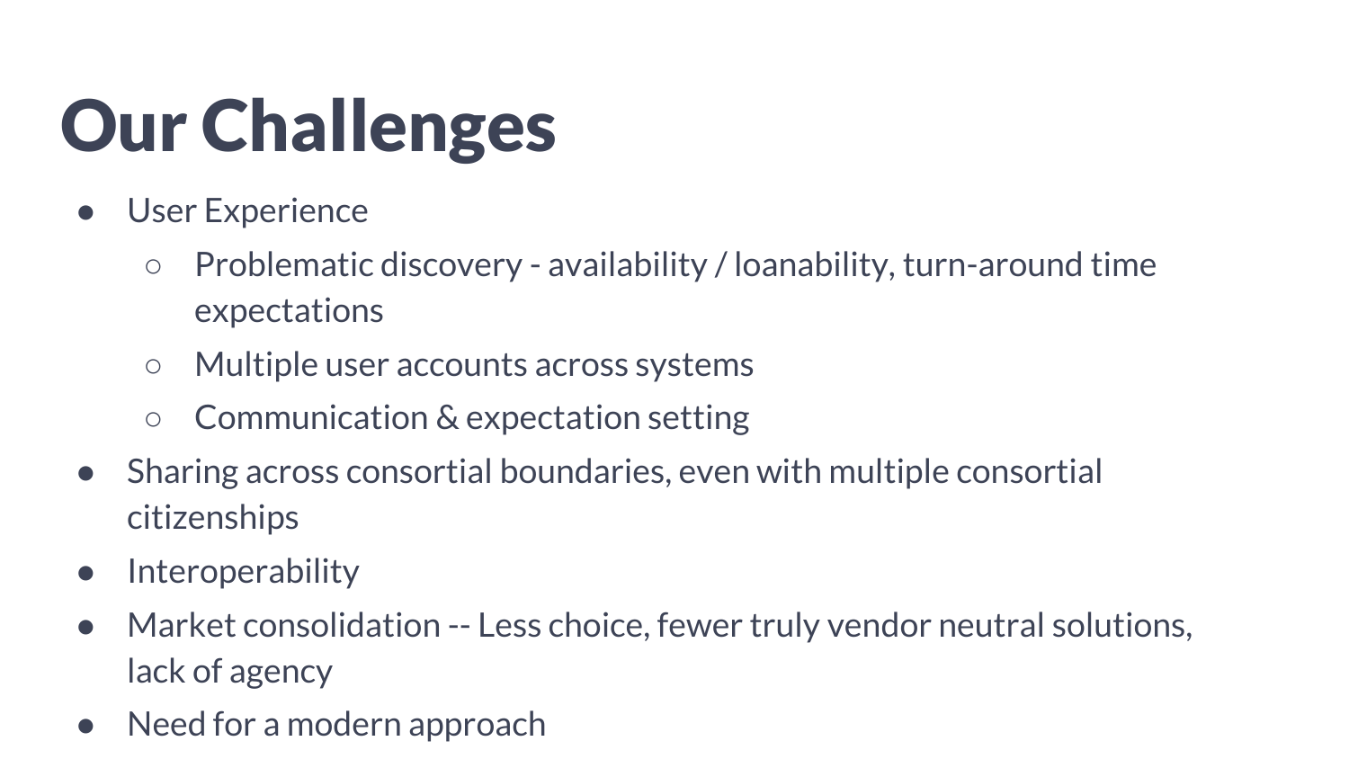# Our Challenges

- User Experience
  - Problematic discovery - availability / loanability, turn-around time expectations
  - Multiple user accounts across systems
  - Communication & expectation setting
- Sharing across consortial boundaries, even with multiple consortial citizenships
- Interoperability
- Market consolidation -- Less choice, fewer truly vendor neutral solutions, lack of agency
- Need for a modern approach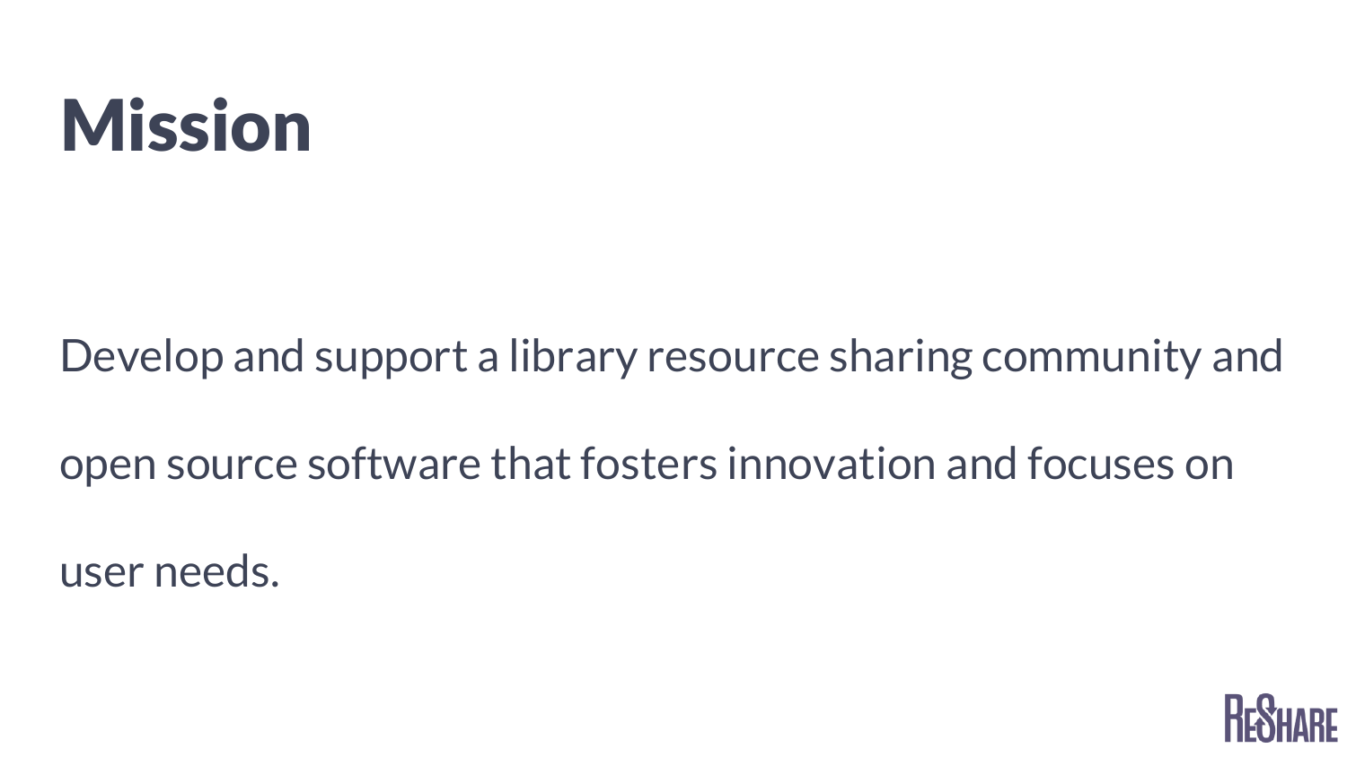# Mission

Develop and support a library resource sharing community and open source software that fosters innovation and focuses on user needs.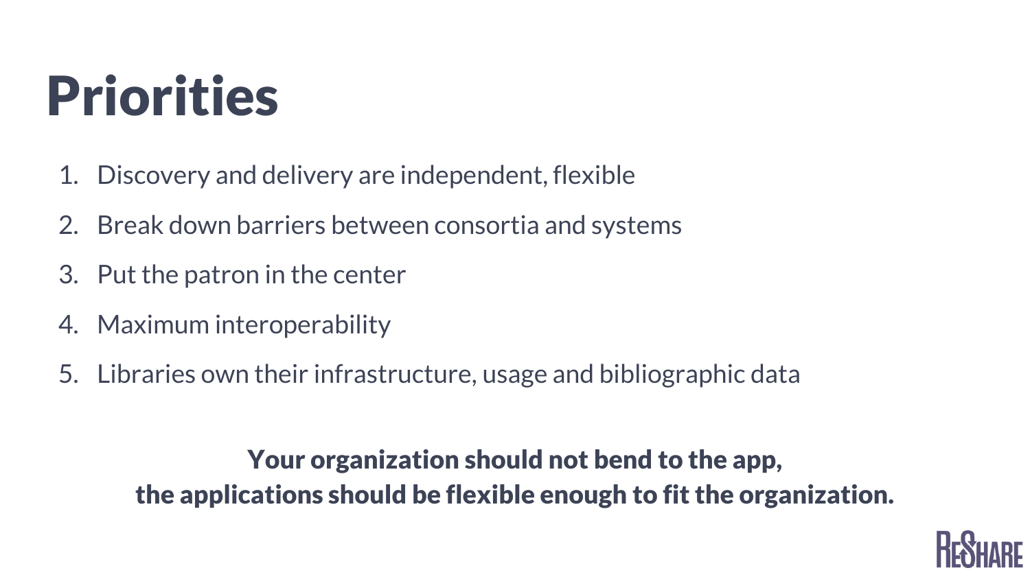# Priorities

1. Discovery and delivery are independent, flexible
2. Break down barriers between consortia and systems
3. Put the patron in the center
4. Maximum interoperability
5. Libraries own their infrastructure, usage and bibliographic data

**Your organization should not bend to the app,**
**the applications should be flexible enough to fit the organization.**

ReShare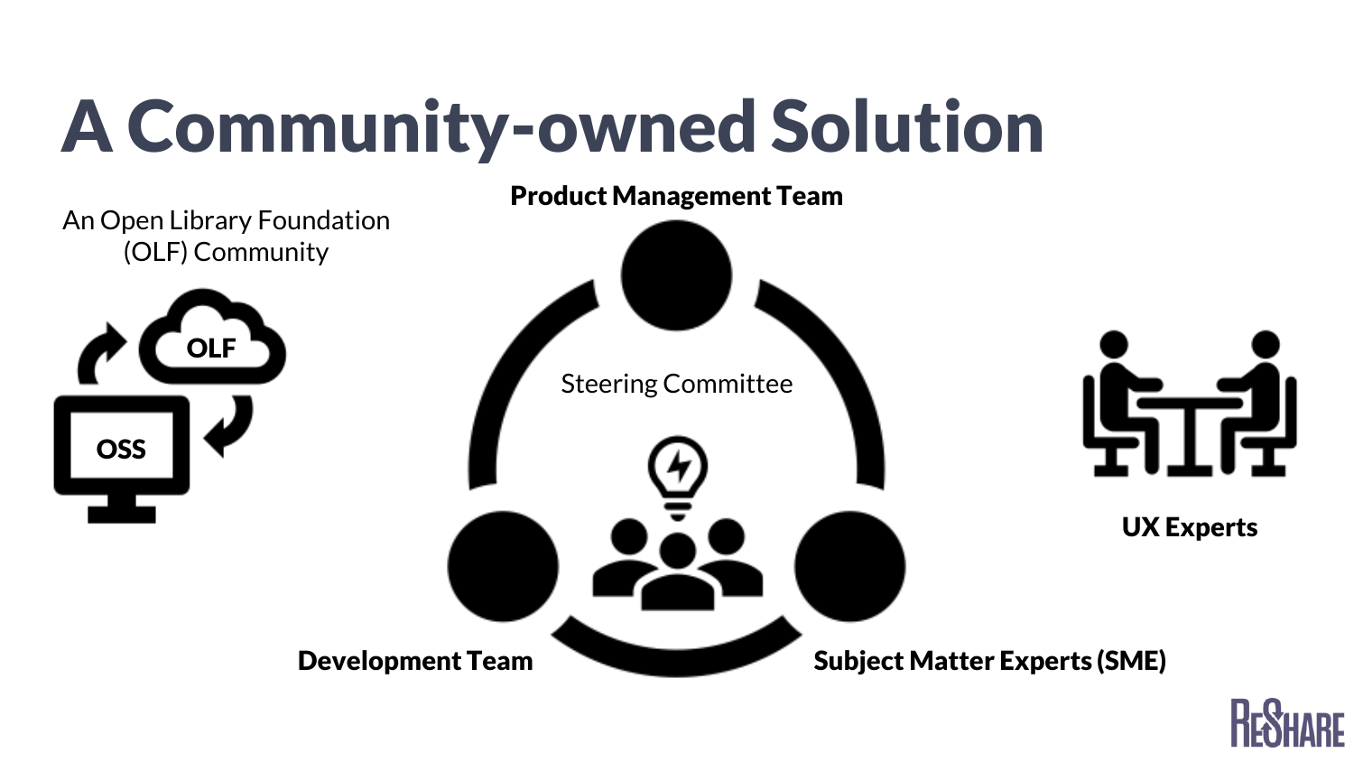# A Community-owned Solution

An Open Library Foundation (OLF) Community

OLF

OSS

**Product Management Team**

Steering Committee

**Development Team**

**Subject Matter Experts (SME)**

**UX Experts**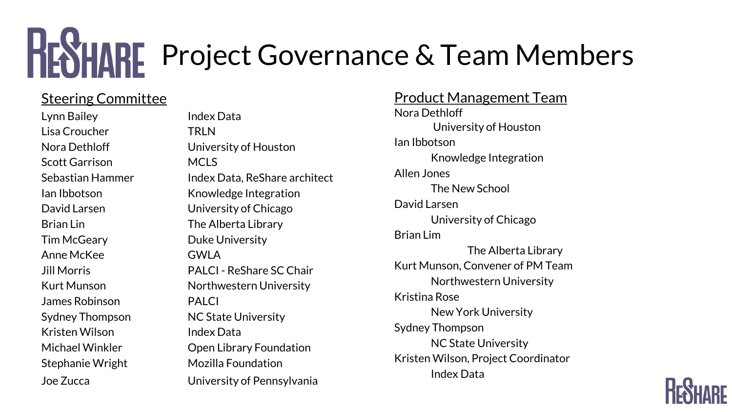# ReShare Project Governance & Team Members

## Steering Committee

| Name | Affiliation |
| --- | --- |
| Lynn Bailey | Index Data |
| Lisa Croucher | TRLN |
| Nora Dethloff | University of Houston |
| Scott Garrison | MCLS |
| Sebastian Hammer | Index Data, ReShare architect |
| Ian Ibbotson | Knowledge Integration |
| David Larsen | University of Chicago |
| Brian Lin | The Alberta Library |
| Tim McGeary | Duke University |
| Anne McKee | GWLA |
| Jill Morris | PALCI - ReShare SC Chair |
| Kurt Munson | Northwestern University |
| James Robinson | PALCI |
| Sydney Thompson | NC State University |
| Kristen Wilson | Index Data |
| Michael Winkler | Open Library Foundation |
| Stephanie Wright | Mozilla Foundation |
| Joe Zucca | University of Pennsylvania |

## Product Management Team

- Nora Dethloff
  - University of Houston
- Ian Ibbotson
  - Knowledge Integration
- Allen Jones
  - The New School
- David Larsen
  - University of Chicago
- Brian Lim
  - The Alberta Library
- Kurt Munson, Convener of PM Team
  - Northwestern University
- Kristina Rose
  - New York University
- Sydney Thompson
  - NC State University
- Kristen Wilson, Project Coordinator
  - Index Data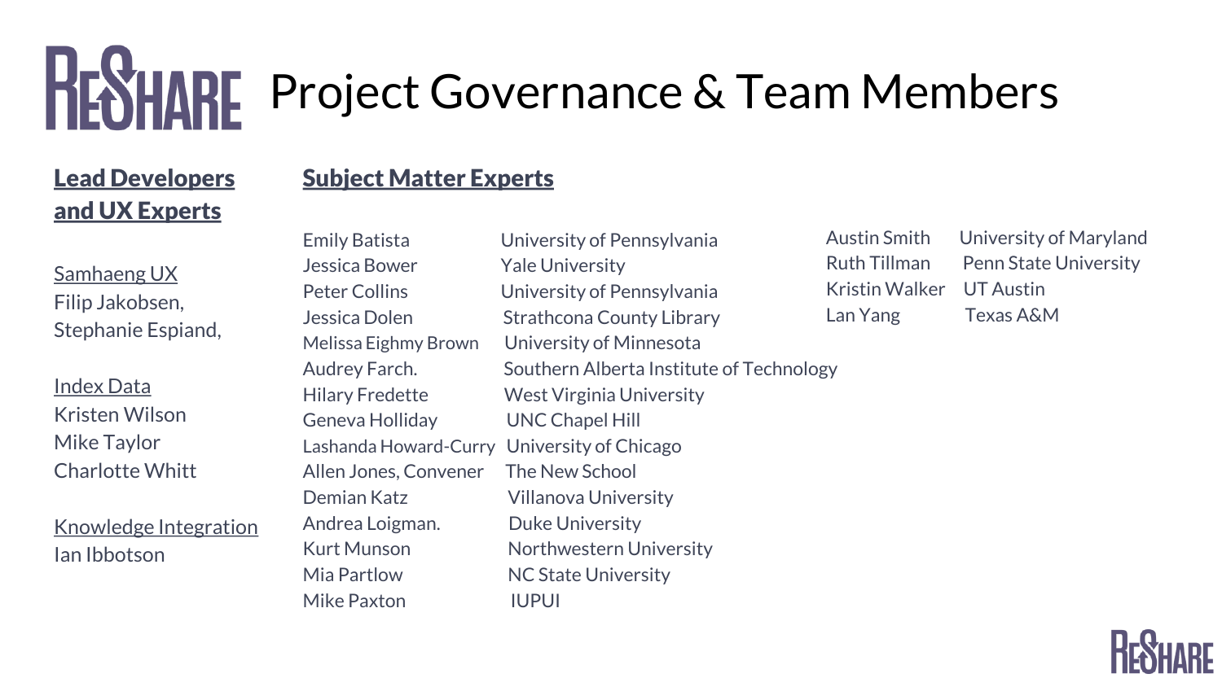# ReShare Project Governance & Team Members

## Lead Developers and UX Experts

Samhaeng UX
Filip Jakobsen,
Stephanie Espiand,

Index Data
Kristen Wilson
Mike Taylor
Charlotte Whitt

Knowledge Integration
Ian Ibbotson

## Subject Matter Experts

| Name | Institution |
| --- | --- |
| Emily Batista | University of Pennsylvania |
| Jessica Bower | Yale University |
| Peter Collins | University of Pennsylvania |
| Jessica Dolen | Strathcona County Library |
| Melissa Eighmy Brown | University of Minnesota |
| Audrey Farch. | Southern Alberta Institute of Technology |
| Hilary Fredette | West Virginia University |
| Geneva Holliday | UNC Chapel Hill |
| Lashanda Howard-Curry | University of Chicago |
| Allen Jones, Convener | The New School |
| Demian Katz | Villanova University |
| Andrea Loigman. | Duke University |
| Kurt Munson | Northwestern University |
| Mia Partlow | NC State University |
| Mike Paxton | IUPUI |
| Austin Smith | University of Maryland |
| Ruth Tillman | Penn State University |
| Kristin Walker | UT Austin |
| Lan Yang | Texas A&M |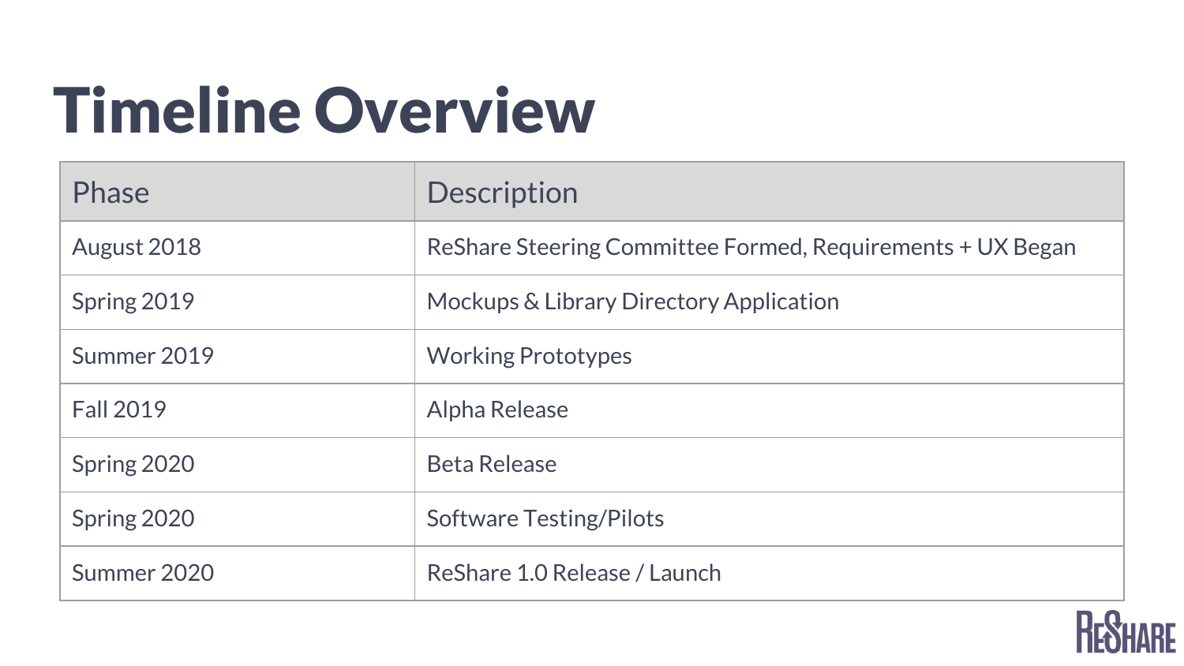# Timeline Overview

| Phase | Description |
| --- | --- |
| August 2018 | ReShare Steering Committee Formed, Requirements + UX Began |
| Spring 2019 | Mockups & Library Directory Application |
| Summer 2019 | Working Prototypes |
| Fall 2019 | Alpha Release |
| Spring 2020 | Beta Release |
| Spring 2020 | Software Testing/Pilots |
| Summer 2020 | ReShare 1.0 Release / Launch |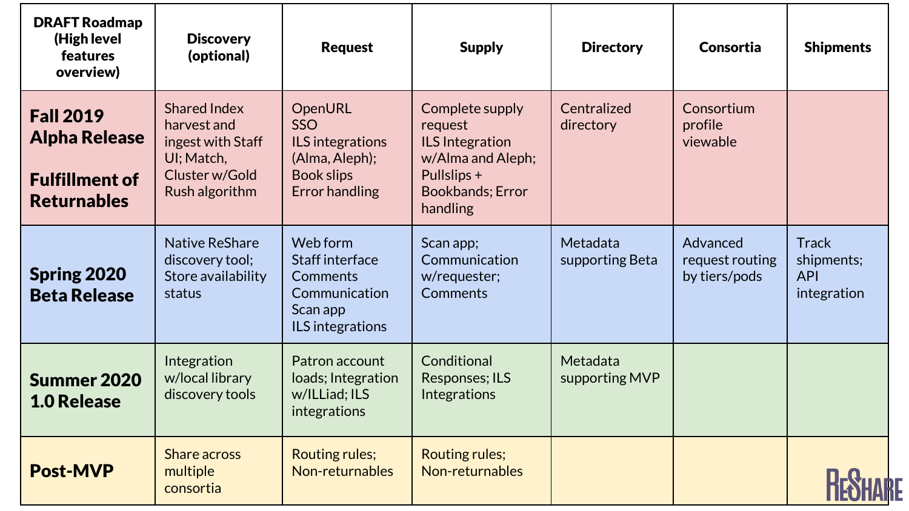| DRAFT Roadmap (High level features overview) | Discovery (optional) | Request | Supply | Directory | Consortia | Shipments |
|---|---|---|---|---|---|---|
| **Fall 2019 Alpha Release**<br><br>**Fulfillment of Returnables** | Shared Index harvest and ingest with Staff UI; Match, Cluster w/Gold Rush algorithm | OpenURL<br>SSO<br>ILS integrations (Alma, Aleph);<br>Book slips<br>Error handling | Complete supply request<br>ILS Integration w/Alma and Aleph;<br>Pullslips + Bookbands; Error handling | Centralized directory | Consortium profile viewable | |
| **Spring 2020 Beta Release** | Native ReShare discovery tool; Store availability status | Web form<br>Staff interface<br>Comments<br>Communication<br>Scan app<br>ILS integrations | Scan app;<br>Communication w/requester;<br>Comments | Metadata supporting Beta | Advanced request routing by tiers/pods | Track shipments; API integration |
| **Summer 2020 1.0 Release** | Integration w/local library discovery tools | Patron account loads; Integration w/ILLiad; ILS integrations | Conditional Responses; ILS Integrations | Metadata supporting MVP | | |
| **Post-MVP** | Share across multiple consortia | Routing rules;<br>Non-returnables | Routing rules;<br>Non-returnables | | | |

RESHARE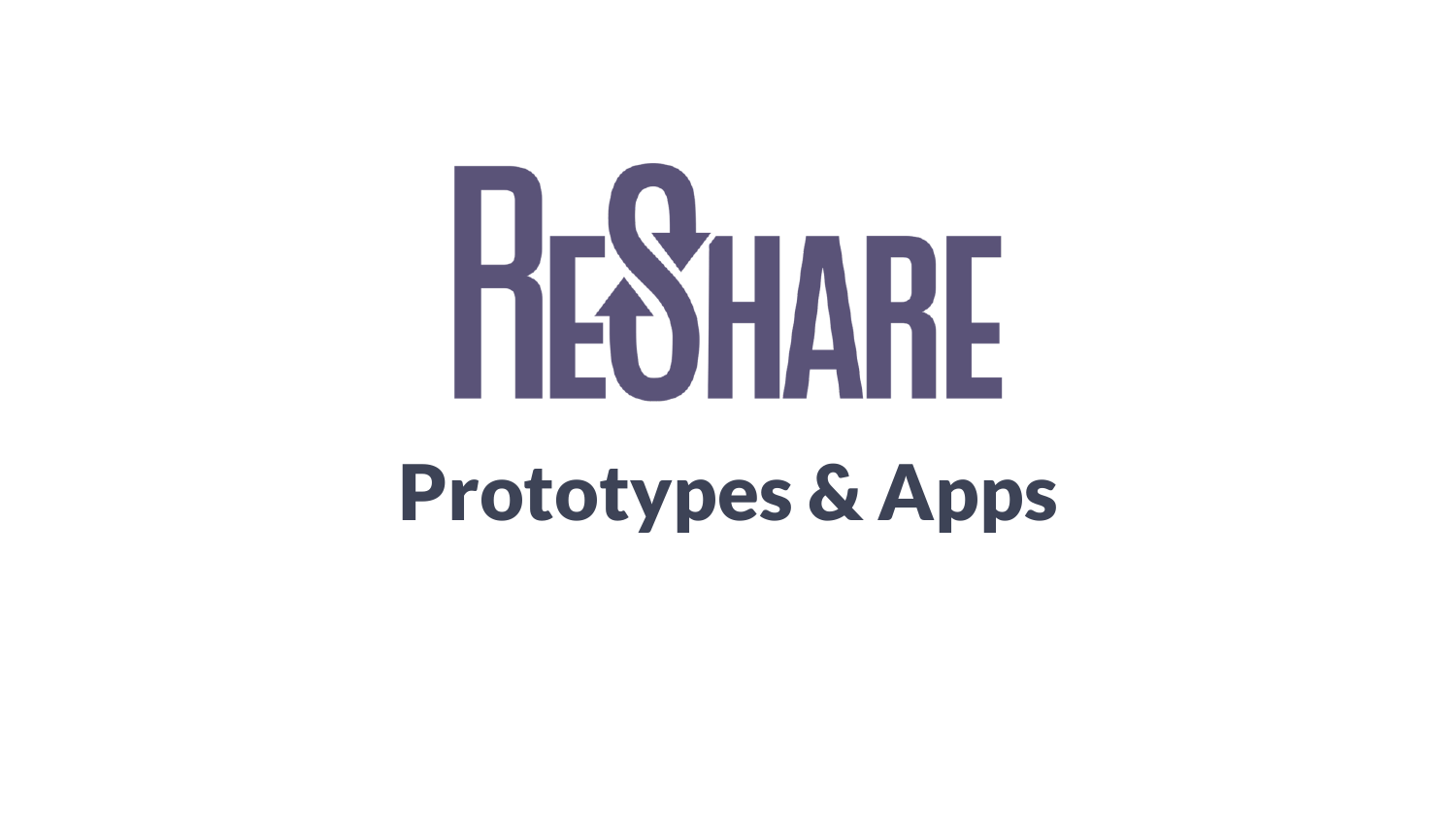# ReShare

## Prototypes & Apps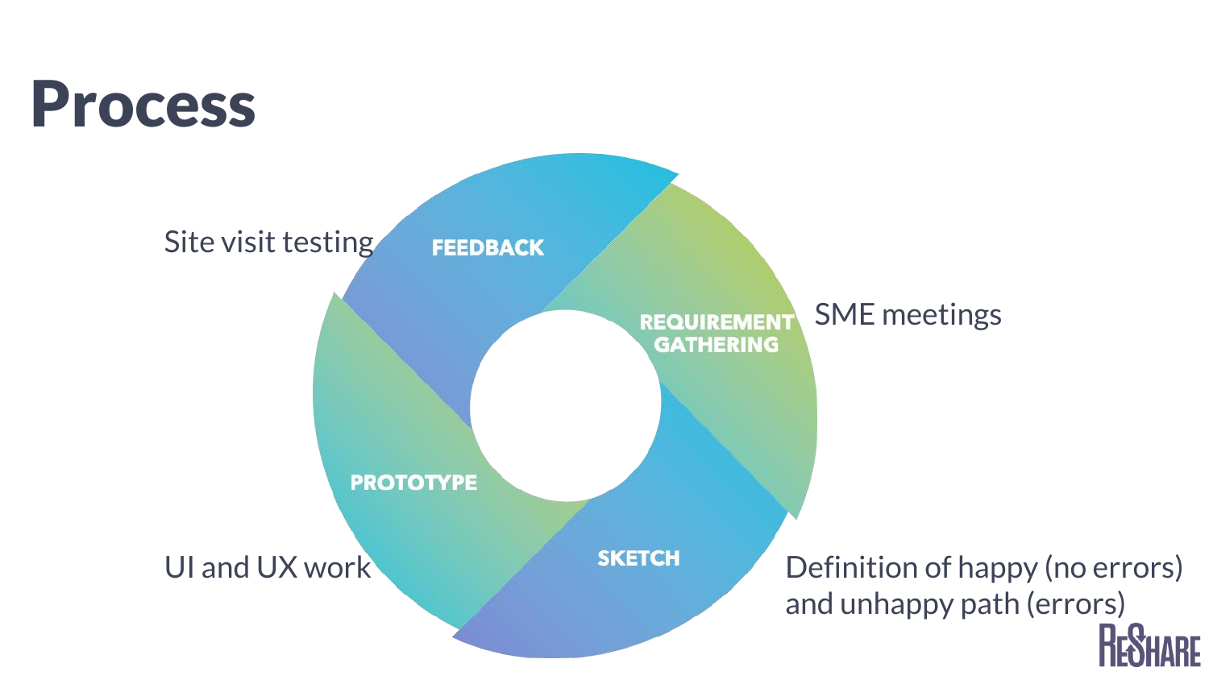# Process

- **Requirement Gathering**: SME meetings
- **Sketch**: Definition of happy (no errors) and unhappy path (errors)
- **Prototype**: UI and UX work
- **Feedback**: Site visit testing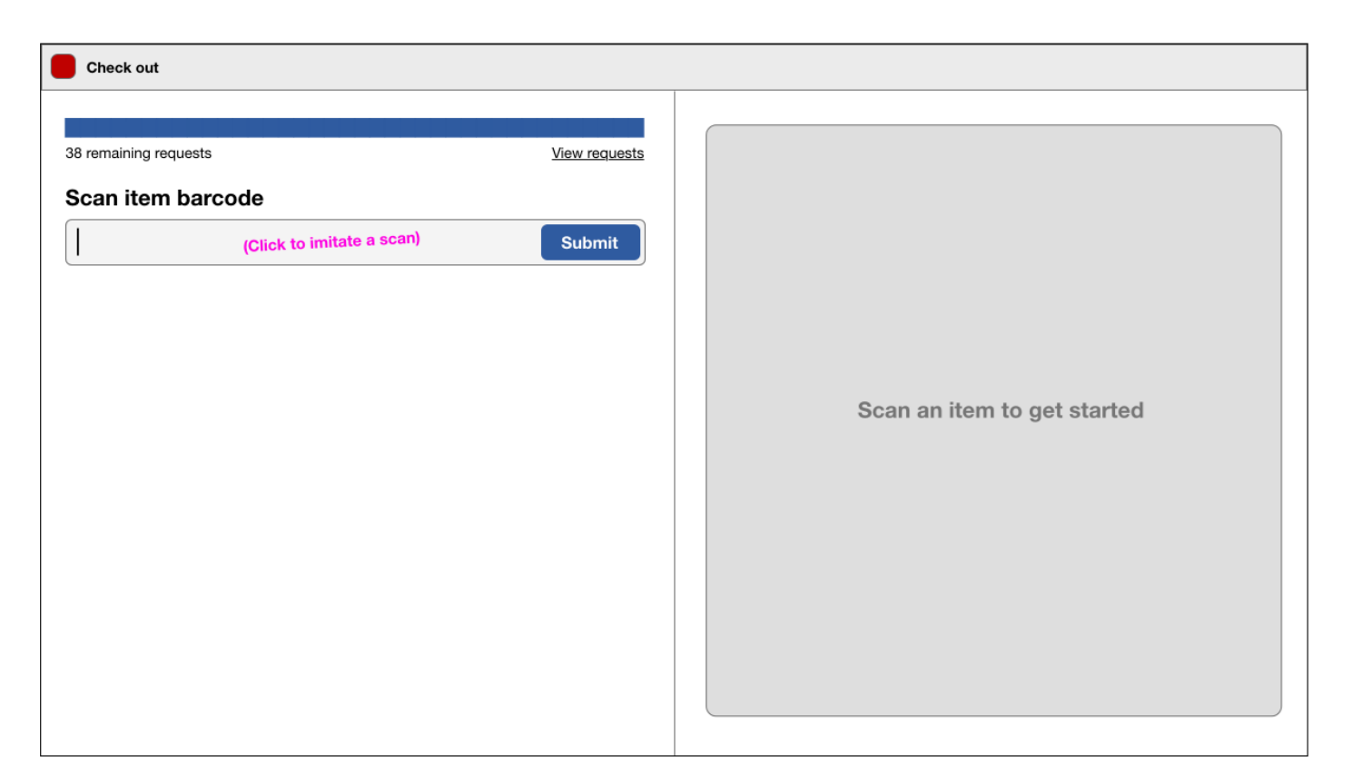Check out

38 remaining requests

View requests

## Scan item barcode

(Click to imitate a scan)

Submit

Scan an item to get started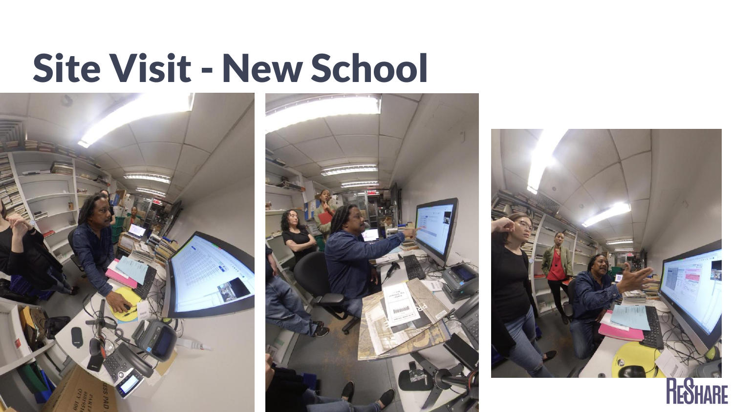# Site Visit - New School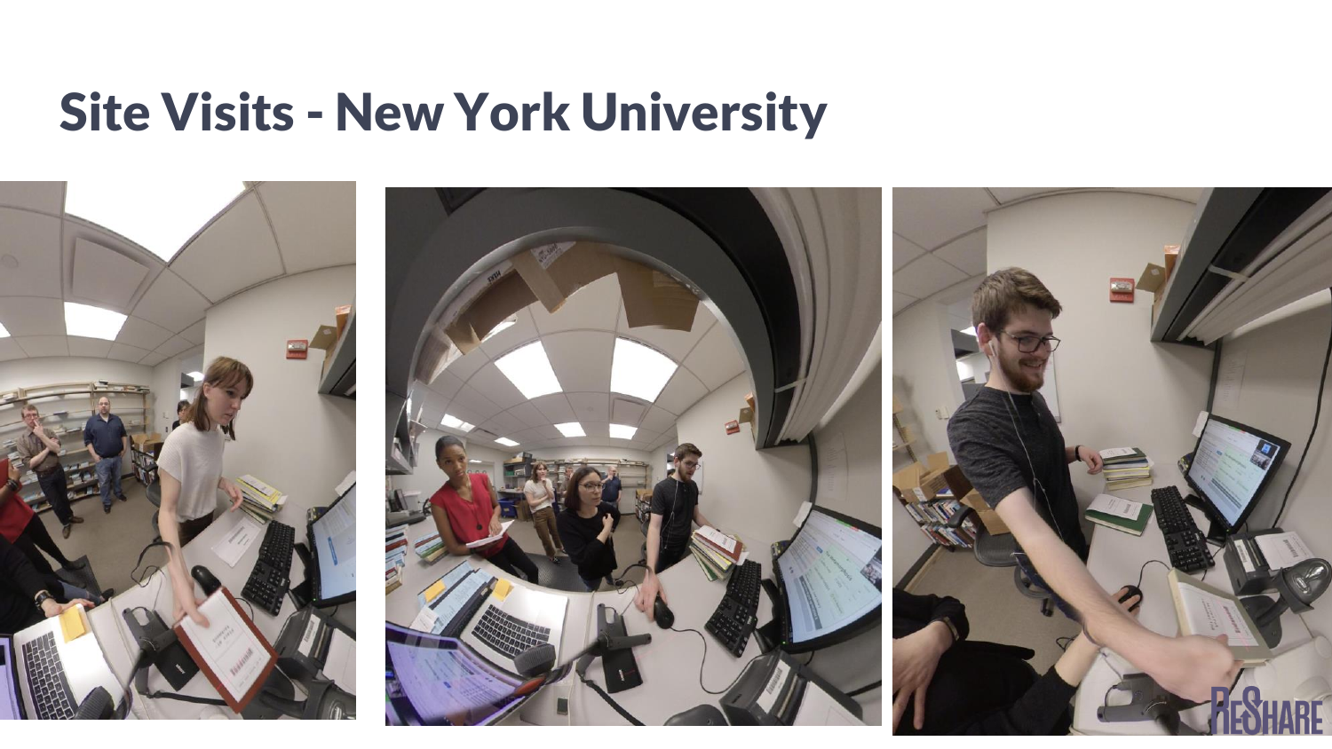# Site Visits - New York University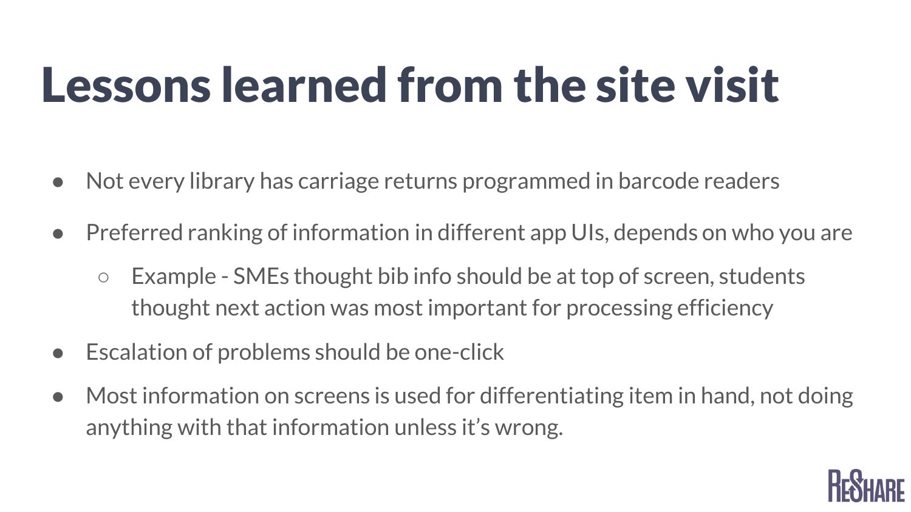# Lessons learned from the site visit

- Not every library has carriage returns programmed in barcode readers
- Preferred ranking of information in different app UIs, depends on who you are
  - Example - SMEs thought bib info should be at top of screen, students thought next action was most important for processing efficiency
- Escalation of problems should be one-click
- Most information on screens is used for differentiating item in hand, not doing anything with that information unless it's wrong.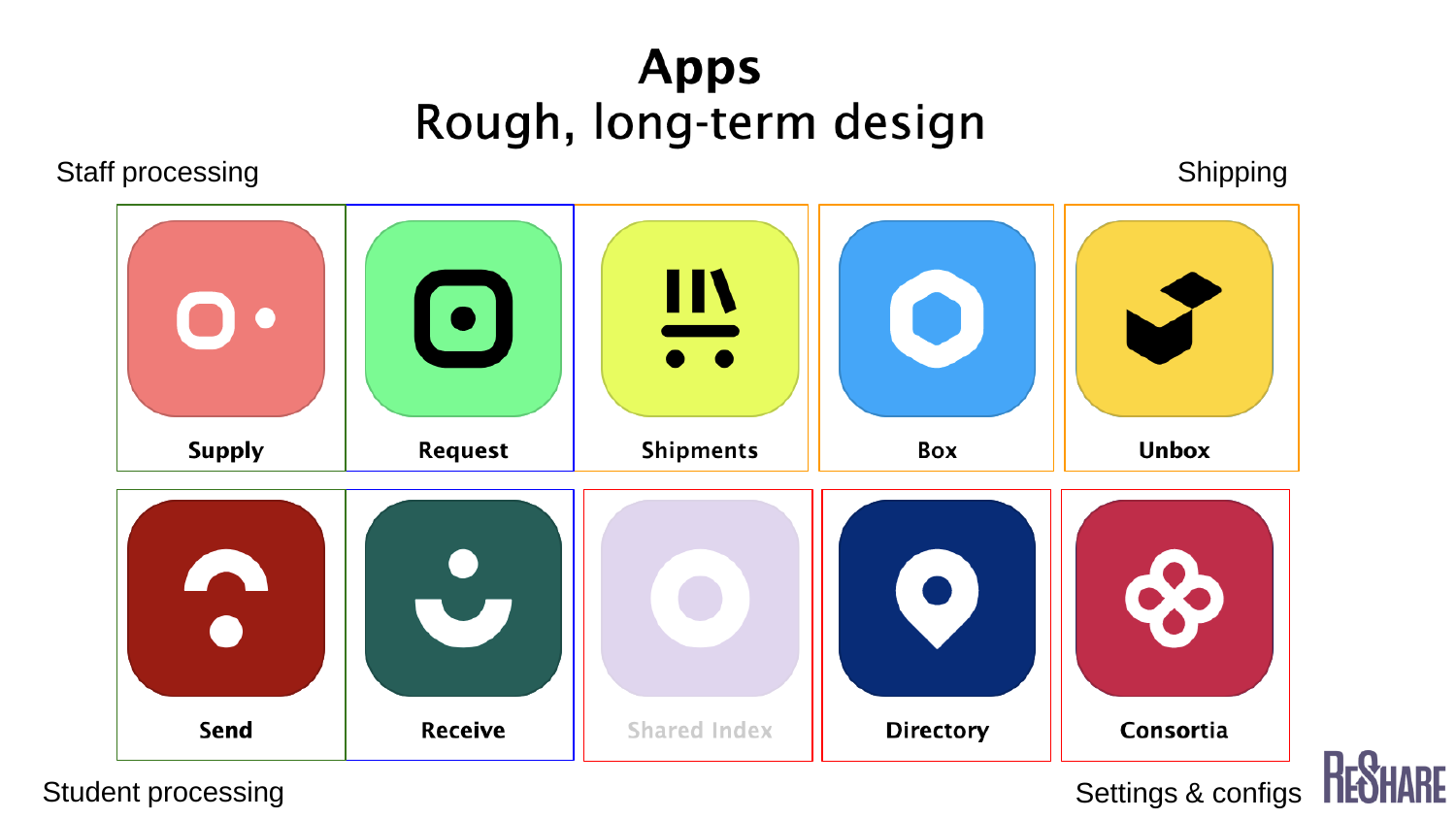# Apps

## Rough, long-term design

Staff processing

Shipping

Supply

Request

Shipments

Box

Unbox

Send

Receive

Shared Index

Directory

Consortia

Student processing

Settings & configs

ReShare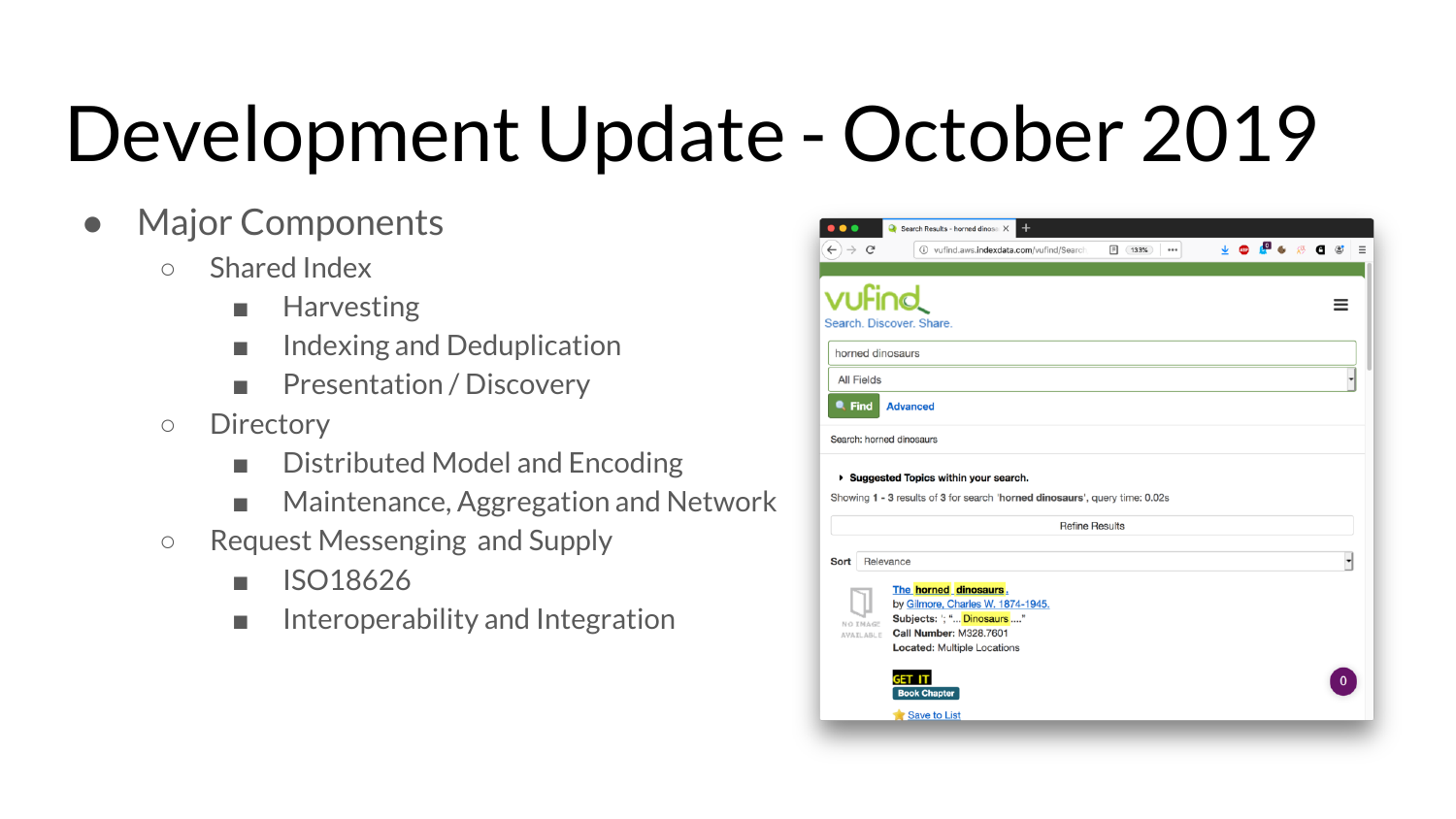# Development Update - October 2019

- Major Components
  - Shared Index
    - Harvesting
    - Indexing and Deduplication
    - Presentation / Discovery
  - Directory
    - Distributed Model and Encoding
    - Maintenance, Aggregation and Network
  - Request Messenging and Supply
    - ISO18626
    - Interoperability and Integration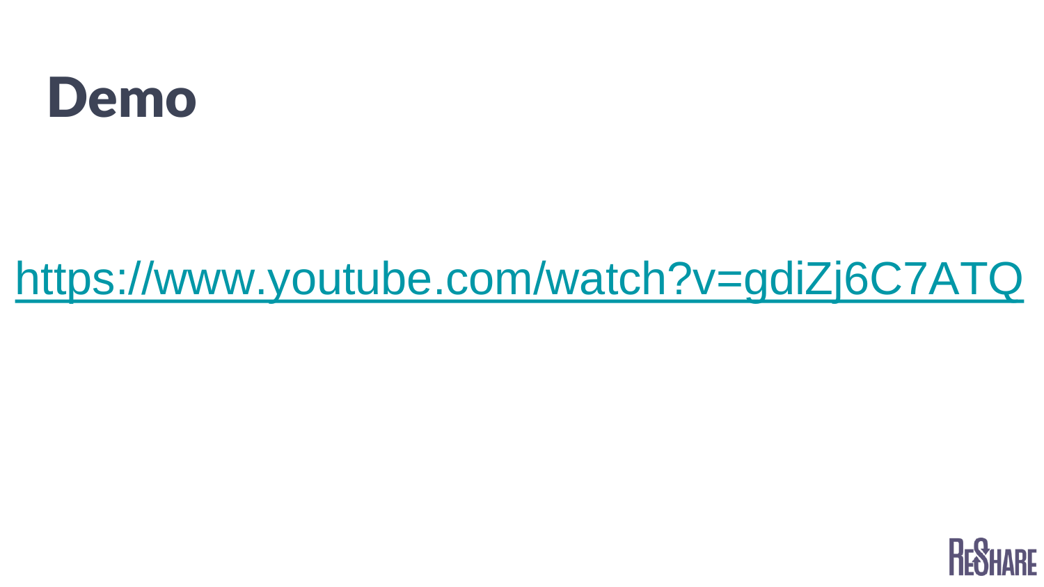# Demo

https://www.youtube.com/watch?v=gdiZj6C7ATQ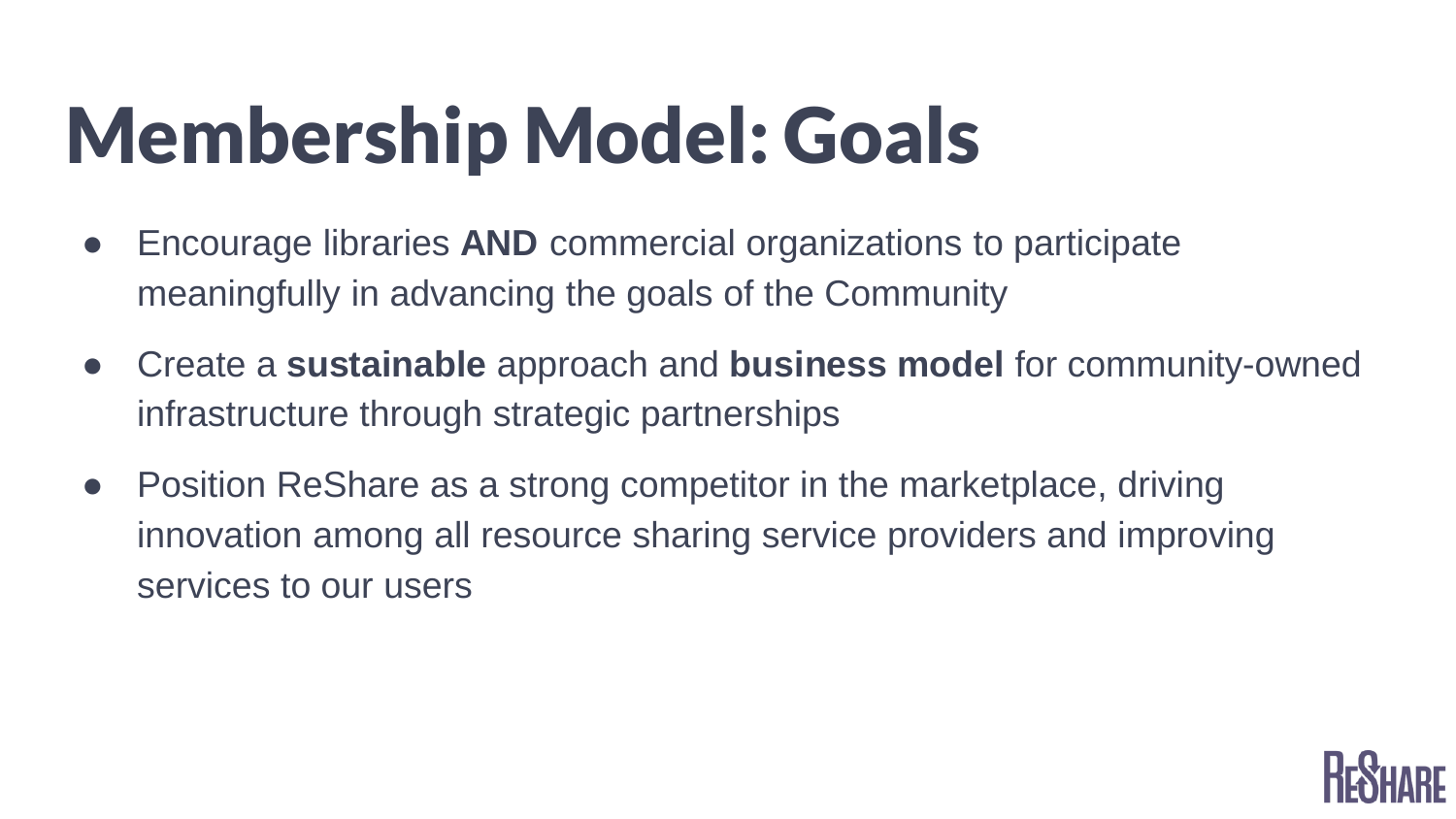# Membership Model: Goals

- Encourage libraries **AND** commercial organizations to participate meaningfully in advancing the goals of the Community
- Create a **sustainable** approach and **business model** for community-owned infrastructure through strategic partnerships
- Position ReShare as a strong competitor in the marketplace, driving innovation among all resource sharing service providers and improving services to our users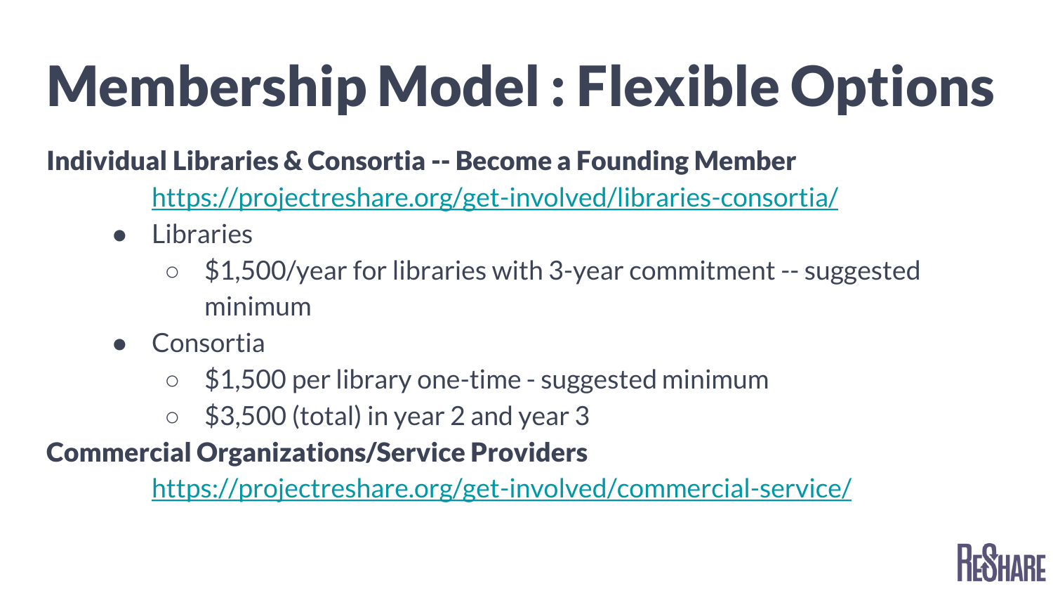# Membership Model : Flexible Options

**Individual Libraries & Consortia -- Become a Founding Member**

https://projectreshare.org/get-involved/libraries-consortia/

- Libraries
  - $1,500/year for libraries with 3-year commitment -- suggested minimum
- Consortia
  - $1,500 per library one-time - suggested minimum
  - $3,500 (total) in year 2 and year 3

**Commercial Organizations/Service Providers**

https://projectreshare.org/get-involved/commercial-service/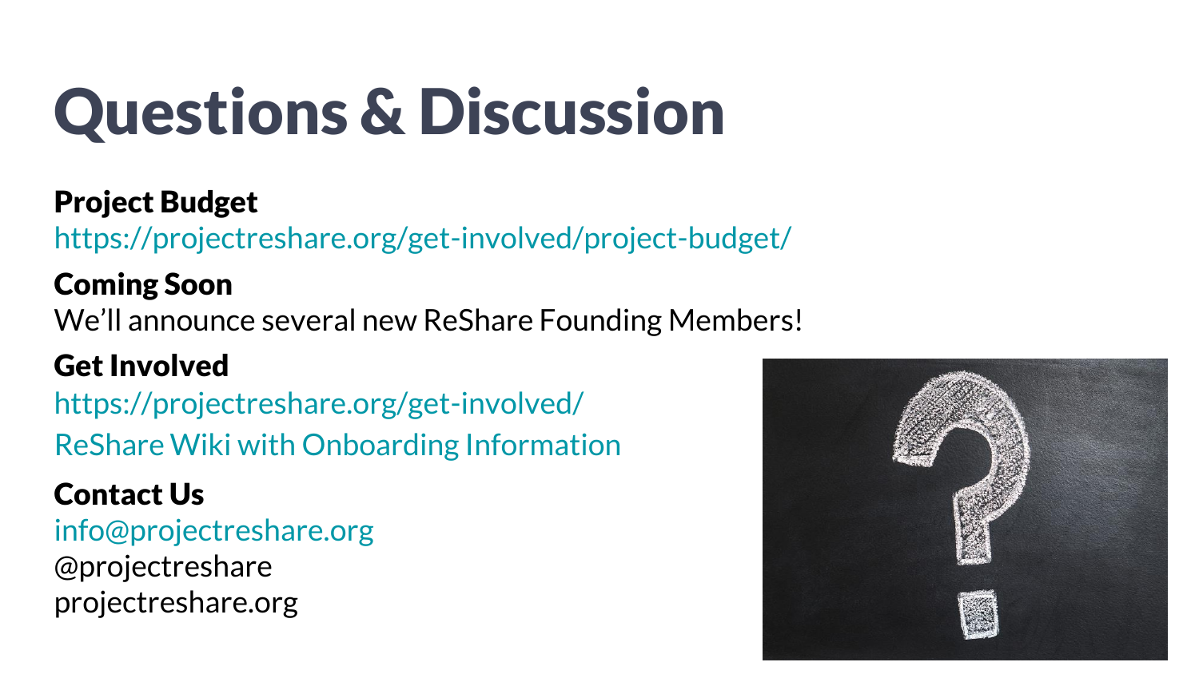# Questions & Discussion

**Project Budget**

https://projectreshare.org/get-involved/project-budget/

**Coming Soon**

We'll announce several new ReShare Founding Members!

**Get Involved**

https://projectreshare.org/get-involved/

ReShare Wiki with Onboarding Information

**Contact Us**

info@projectreshare.org

@projectreshare

projectreshare.org